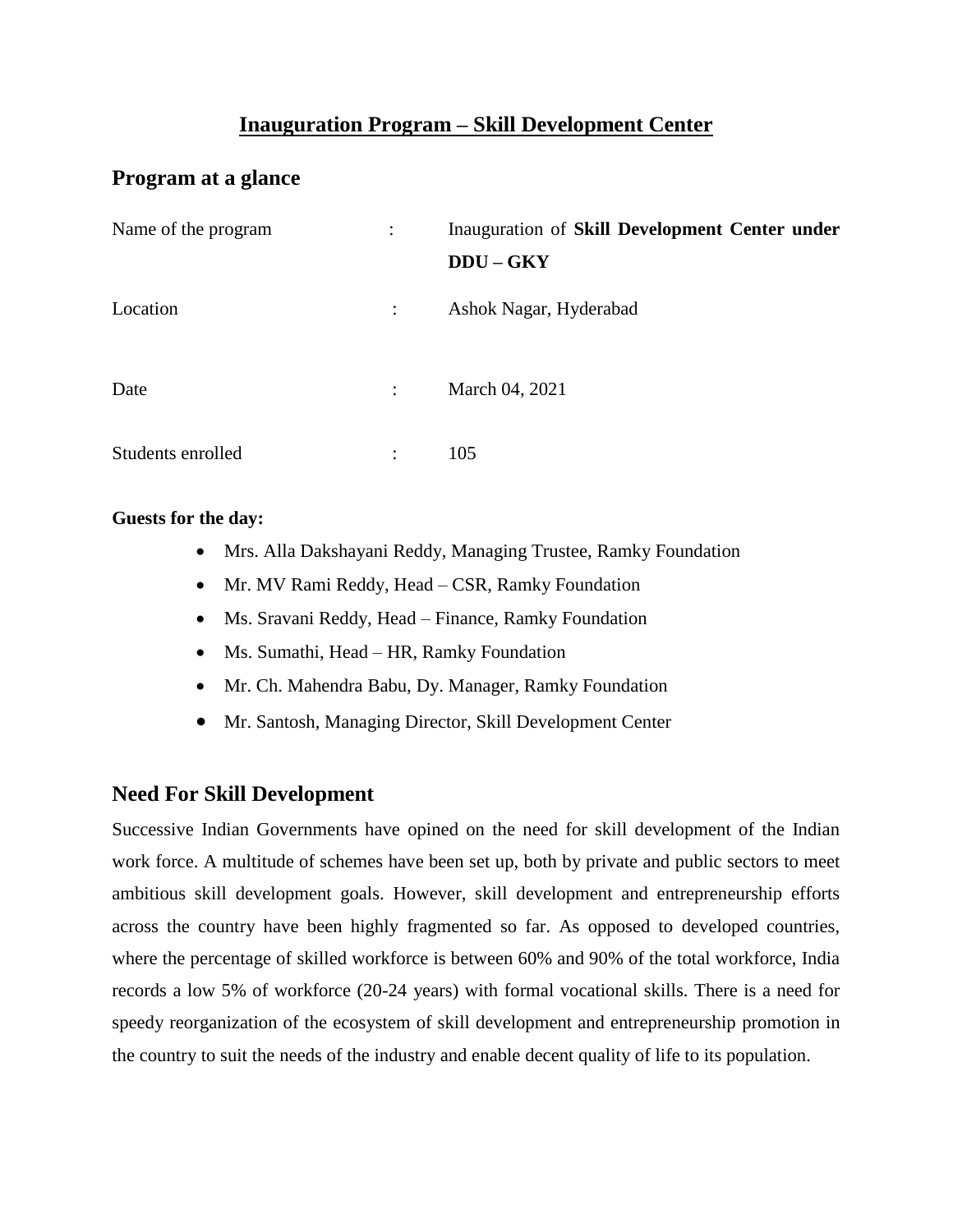# Inauguration Program – Skill Development Center

## Program at a glance

| | | |
|---|---|---|
| Name of the program | : | Inauguration of **Skill Development Center under DDU – GKY** |
| Location | : | Ashok Nagar, Hyderabad |
| Date | : | March 04, 2021 |
| Students enrolled | : | 105 |

**Guests for the day:**

- Mrs. Alla Dakshayani Reddy, Managing Trustee, Ramky Foundation
- Mr. MV Rami Reddy, Head – CSR, Ramky Foundation
- Ms. Sravani Reddy, Head – Finance, Ramky Foundation
- Ms. Sumathi, Head – HR, Ramky Foundation
- Mr. Ch. Mahendra Babu, Dy. Manager, Ramky Foundation
- Mr. Santosh, Managing Director, Skill Development Center

## Need For Skill Development

Successive Indian Governments have opined on the need for skill development of the Indian work force. A multitude of schemes have been set up, both by private and public sectors to meet ambitious skill development goals. However, skill development and entrepreneurship efforts across the country have been highly fragmented so far. As opposed to developed countries, where the percentage of skilled workforce is between 60% and 90% of the total workforce, India records a low 5% of workforce (20-24 years) with formal vocational skills. There is a need for speedy reorganization of the ecosystem of skill development and entrepreneurship promotion in the country to suit the needs of the industry and enable decent quality of life to its population.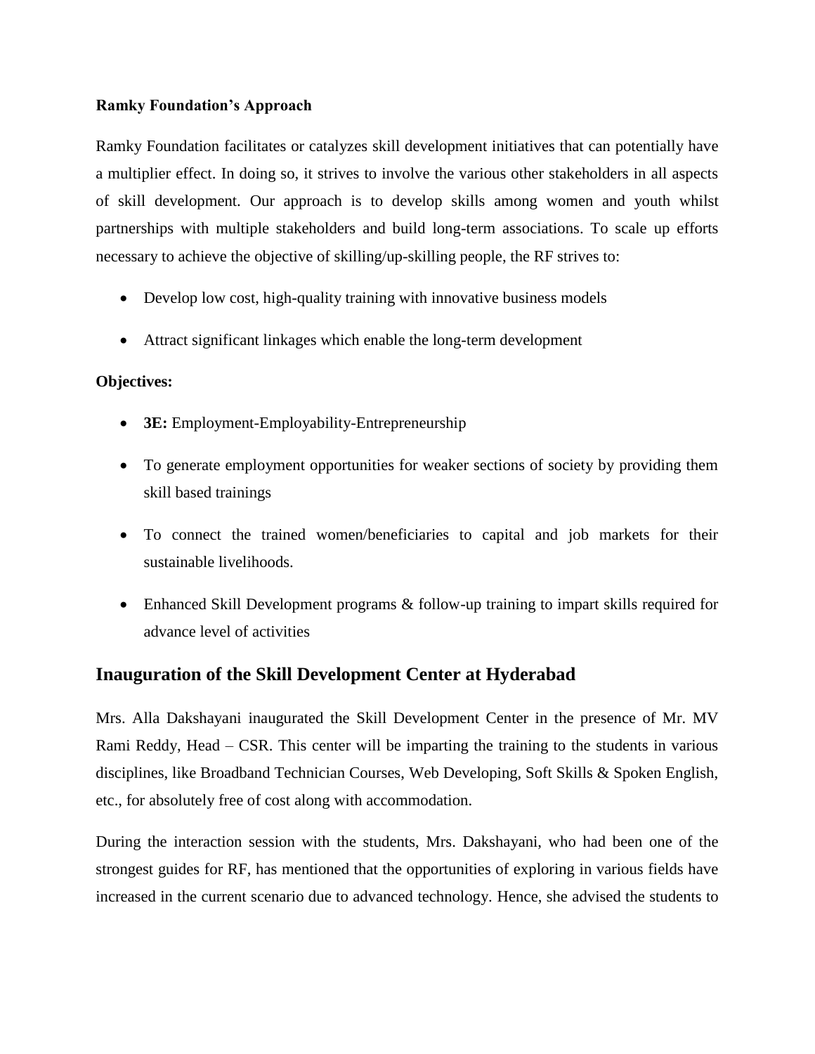**Ramky Foundation's Approach**

Ramky Foundation facilitates or catalyzes skill development initiatives that can potentially have a multiplier effect. In doing so, it strives to involve the various other stakeholders in all aspects of skill development. Our approach is to develop skills among women and youth whilst partnerships with multiple stakeholders and build long-term associations. To scale up efforts necessary to achieve the objective of skilling/up-skilling people, the RF strives to:

- Develop low cost, high-quality training with innovative business models
- Attract significant linkages which enable the long-term development

**Objectives:**

- **3E:** Employment-Employability-Entrepreneurship
- To generate employment opportunities for weaker sections of society by providing them skill based trainings
- To connect the trained women/beneficiaries to capital and job markets for their sustainable livelihoods.
- Enhanced Skill Development programs & follow-up training to impart skills required for advance level of activities

## Inauguration of the Skill Development Center at Hyderabad

Mrs. Alla Dakshayani inaugurated the Skill Development Center in the presence of Mr. MV Rami Reddy, Head – CSR. This center will be imparting the training to the students in various disciplines, like Broadband Technician Courses, Web Developing, Soft Skills & Spoken English, etc., for absolutely free of cost along with accommodation.

During the interaction session with the students, Mrs. Dakshayani, who had been one of the strongest guides for RF, has mentioned that the opportunities of exploring in various fields have increased in the current scenario due to advanced technology. Hence, she advised the students to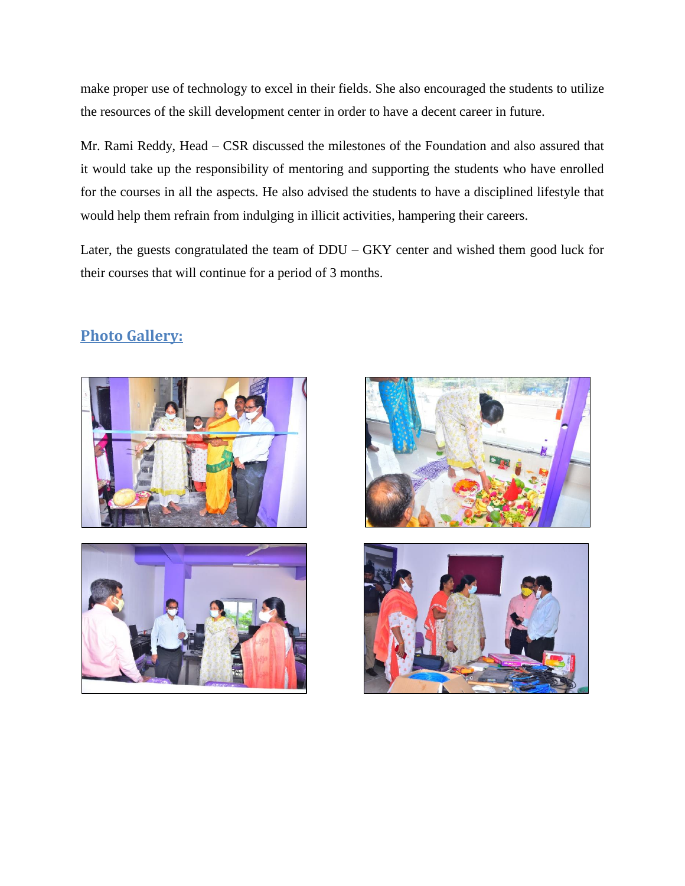make proper use of technology to excel in their fields. She also encouraged the students to utilize the resources of the skill development center in order to have a decent career in future.

Mr. Rami Reddy, Head – CSR discussed the milestones of the Foundation and also assured that it would take up the responsibility of mentoring and supporting the students who have enrolled for the courses in all the aspects. He also advised the students to have a disciplined lifestyle that would help them refrain from indulging in illicit activities, hampering their careers.

Later, the guests congratulated the team of DDU – GKY center and wished them good luck for their courses that will continue for a period of 3 months.

## Photo Gallery: